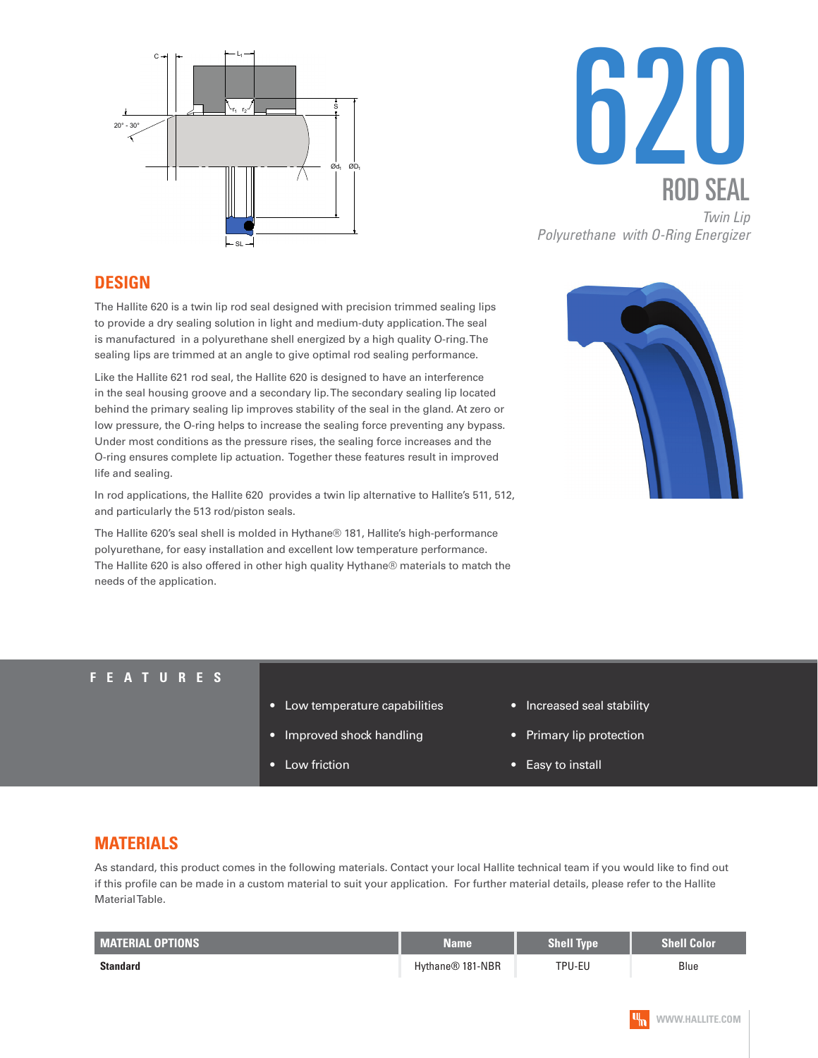# 620

## ROD SEAL

*Twin Lip*
*Polyurethane with O-Ring Energizer*

## DESIGN

The Hallite 620 is a twin lip rod seal designed with precision trimmed sealing lips to provide a dry sealing solution in light and medium-duty application. The seal is manufactured in a polyurethane shell energized by a high quality O-ring. The sealing lips are trimmed at an angle to give optimal rod sealing performance.

Like the Hallite 621 rod seal, the Hallite 620 is designed to have an interference in the seal housing groove and a secondary lip. The secondary sealing lip located behind the primary sealing lip improves stability of the seal in the gland. At zero or low pressure, the O-ring helps to increase the sealing force preventing any bypass. Under most conditions as the pressure rises, the sealing force increases and the O-ring ensures complete lip actuation. Together these features result in improved life and sealing.

In rod applications, the Hallite 620 provides a twin lip alternative to Hallite's 511, 512, and particularly the 513 rod/piston seals.

The Hallite 620's seal shell is molded in Hythane® 181, Hallite's high-performance polyurethane, for easy installation and excellent low temperature performance. The Hallite 620 is also offered in other high quality Hythane® materials to match the needs of the application.

## FEATURES

- Low temperature capabilities
- Improved shock handling
- Low friction
- Increased seal stability
- Primary lip protection
- Easy to install

## MATERIALS

As standard, this product comes in the following materials. Contact your local Hallite technical team if you would like to find out if this profile can be made in a custom material to suit your application. For further material details, please refer to the Hallite Material Table.

| MATERIAL OPTIONS | Name | Shell Type | Shell Color |
|---|---|---|---|
| **Standard** | Hythane® 181-NBR | TPU-EU | Blue |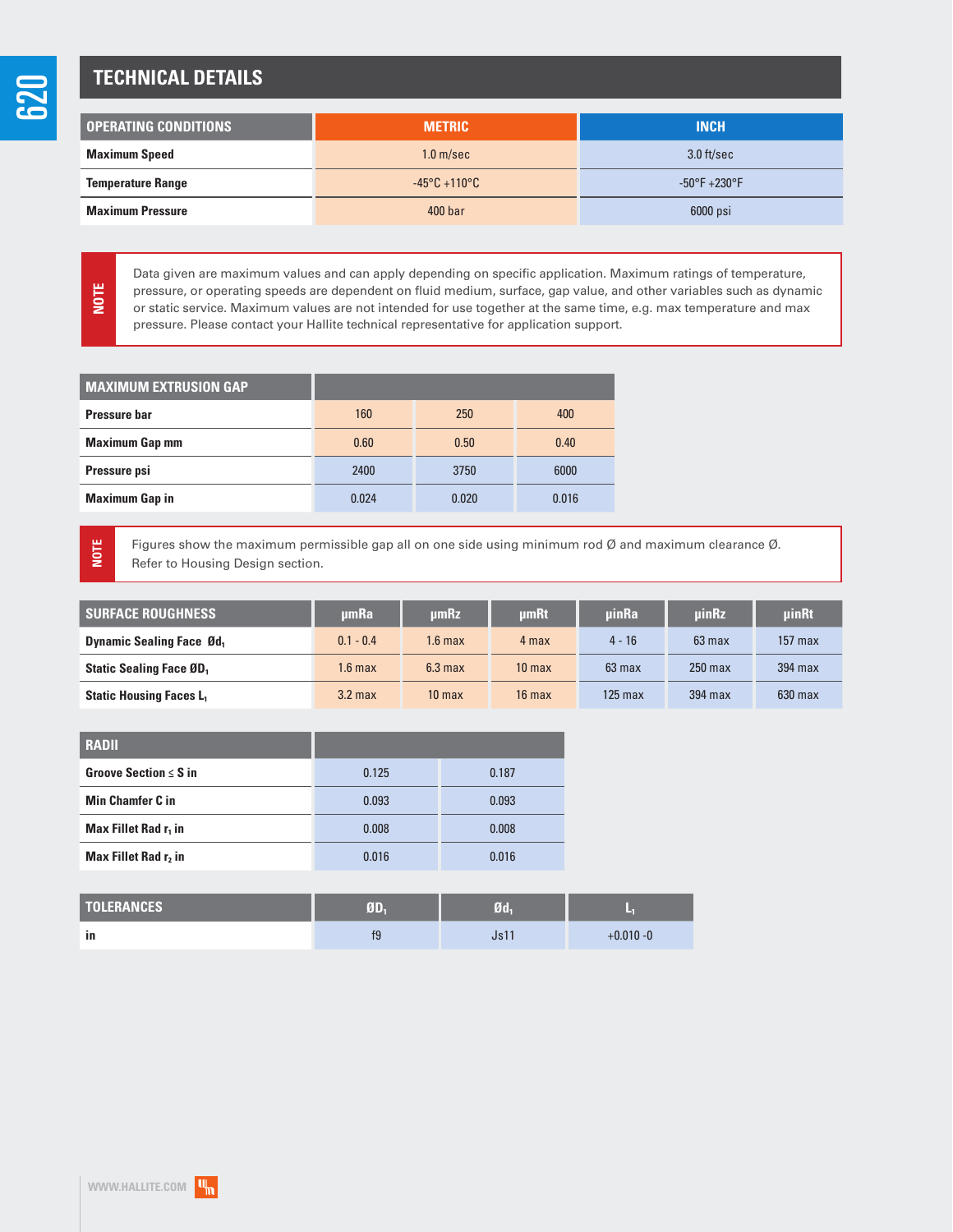# TECHNICAL DETAILS

| OPERATING CONDITIONS | METRIC | INCH |
|---|---|---|
| **Maximum Speed** | 1.0 m/sec | 3.0 ft/sec |
| **Temperature Range** | -45°C +110°C | -50°F +230°F |
| **Maximum Pressure** | 400 bar | 6000 psi |

**NOTE**

Data given are maximum values and can apply depending on specific application. Maximum ratings of temperature, pressure, or operating speeds are dependent on fluid medium, surface, gap value, and other variables such as dynamic or static service. Maximum values are not intended for use together at the same time, e.g. max temperature and max pressure. Please contact your Hallite technical representative for application support.

| MAXIMUM EXTRUSION GAP | | | |
|---|---|---|---|
| **Pressure bar** | 160 | 250 | 400 |
| **Maximum Gap mm** | 0.60 | 0.50 | 0.40 |
| **Pressure psi** | 2400 | 3750 | 6000 |
| **Maximum Gap in** | 0.024 | 0.020 | 0.016 |

**NOTE**

Figures show the maximum permissible gap all on one side using minimum rod Ø and maximum clearance Ø. Refer to Housing Design section.

| SURFACE ROUGHNESS | μmRa | μmRz | μmRt | μinRa | μinRz | μinRt |
|---|---|---|---|---|---|---|
| **Dynamic Sealing Face $Ød_1$** | 0.1 - 0.4 | 1.6 max | 4 max | 4 - 16 | 63 max | 157 max |
| **Static Sealing Face $ØD_1$** | 1.6 max | 6.3 max | 10 max | 63 max | 250 max | 394 max |
| **Static Housing Faces $L_1$** | 3.2 max | 10 max | 16 max | 125 max | 394 max | 630 max |

| RADII | | |
|---|---|---|
| **Groove Section ≤ S in** | 0.125 | 0.187 |
| **Min Chamfer C in** | 0.093 | 0.093 |
| **Max Fillet Rad $r_1$ in** | 0.008 | 0.008 |
| **Max Fillet Rad $r_2$ in** | 0.016 | 0.016 |

| TOLERANCES | $ØD_1$ | $Ød_1$ | $L_1$ |
|---|---|---|---|
| **in** | f9 | Js11 | +0.010 -0 |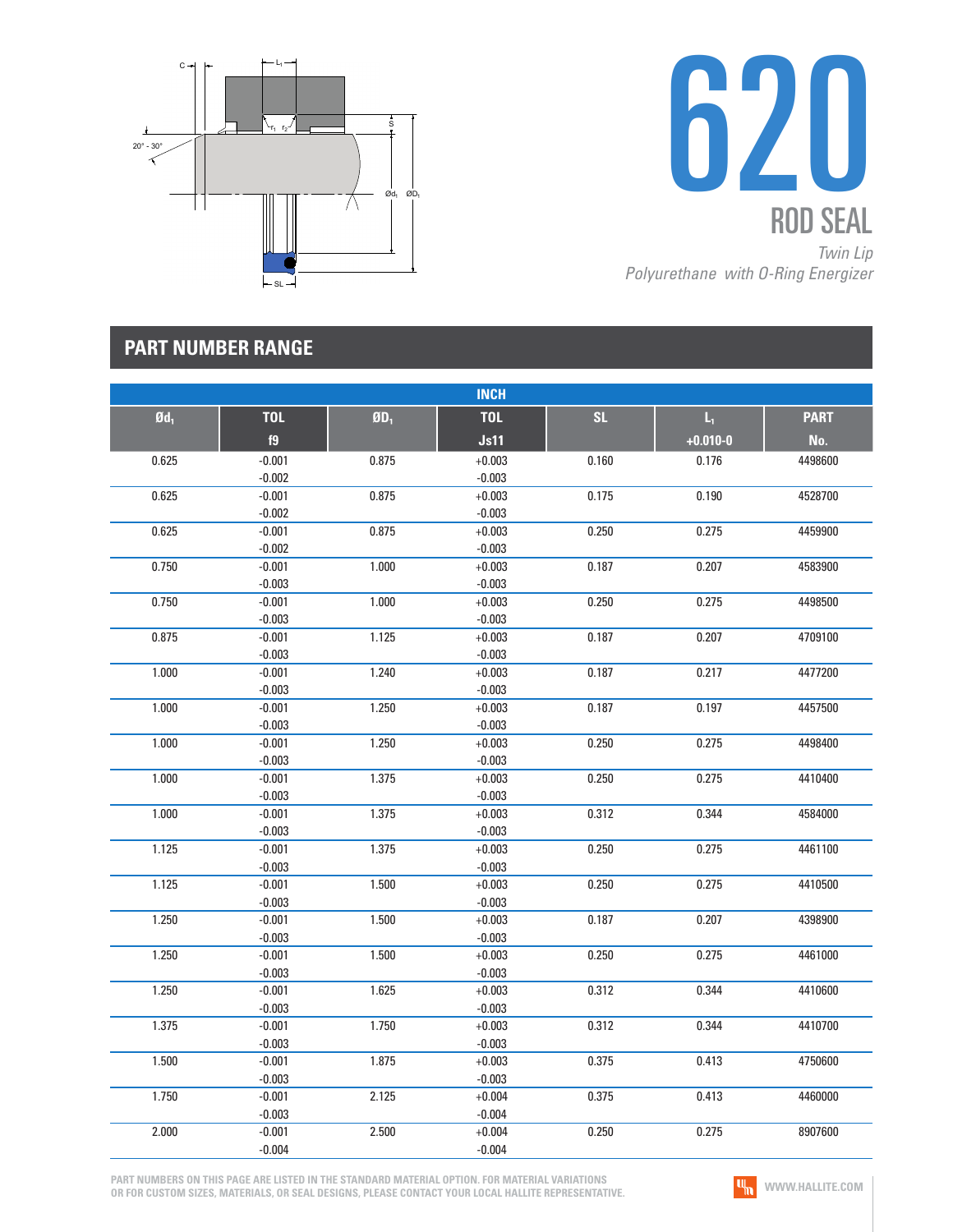# 620

## ROD SEAL

*Twin Lip*
*Polyurethane with O-Ring Energizer*

## PART NUMBER RANGE

| INCH | | | | | | |
|---|---|---|---|---|---|---|
| $Ød_1$ | TOL f9 | $ØD_1$ | TOL Js11 | SL | $L_1$ +0.010-0 | PART No. |
| 0.625 | -0.001 -0.002 | 0.875 | +0.003 -0.003 | 0.160 | 0.176 | 4498600 |
| 0.625 | -0.001 -0.002 | 0.875 | +0.003 -0.003 | 0.175 | 0.190 | 4528700 |
| 0.625 | -0.001 -0.002 | 0.875 | +0.003 -0.003 | 0.250 | 0.275 | 4459900 |
| 0.750 | -0.001 -0.003 | 1.000 | +0.003 -0.003 | 0.187 | 0.207 | 4583900 |
| 0.750 | -0.001 -0.003 | 1.000 | +0.003 -0.003 | 0.250 | 0.275 | 4498500 |
| 0.875 | -0.001 -0.003 | 1.125 | +0.003 -0.003 | 0.187 | 0.207 | 4709100 |
| 1.000 | -0.001 -0.003 | 1.240 | +0.003 -0.003 | 0.187 | 0.217 | 4477200 |
| 1.000 | -0.001 -0.003 | 1.250 | +0.003 -0.003 | 0.187 | 0.197 | 4457500 |
| 1.000 | -0.001 -0.003 | 1.250 | +0.003 -0.003 | 0.250 | 0.275 | 4498400 |
| 1.000 | -0.001 -0.003 | 1.375 | +0.003 -0.003 | 0.250 | 0.275 | 4410400 |
| 1.000 | -0.001 -0.003 | 1.375 | +0.003 -0.003 | 0.312 | 0.344 | 4584000 |
| 1.125 | -0.001 -0.003 | 1.375 | +0.003 -0.003 | 0.250 | 0.275 | 4461100 |
| 1.125 | -0.001 -0.003 | 1.500 | +0.003 -0.003 | 0.250 | 0.275 | 4410500 |
| 1.250 | -0.001 -0.003 | 1.500 | +0.003 -0.003 | 0.187 | 0.207 | 4398900 |
| 1.250 | -0.001 -0.003 | 1.500 | +0.003 -0.003 | 0.250 | 0.275 | 4461000 |
| 1.250 | -0.001 -0.003 | 1.625 | +0.003 -0.003 | 0.312 | 0.344 | 4410600 |
| 1.375 | -0.001 -0.003 | 1.750 | +0.003 -0.003 | 0.312 | 0.344 | 4410700 |
| 1.500 | -0.001 -0.003 | 1.875 | +0.003 -0.003 | 0.375 | 0.413 | 4750600 |
| 1.750 | -0.001 -0.003 | 2.125 | +0.004 -0.004 | 0.375 | 0.413 | 4460000 |
| 2.000 | -0.001 -0.004 | 2.500 | +0.004 -0.004 | 0.250 | 0.275 | 8907600 |

PART NUMBERS ON THIS PAGE ARE LISTED IN THE STANDARD MATERIAL OPTION. FOR MATERIAL VARIATIONS OR FOR CUSTOM SIZES, MATERIALS, OR SEAL DESIGNS, PLEASE CONTACT YOUR LOCAL HALLITE REPRESENTATIVE.

WWW.HALLITE.COM